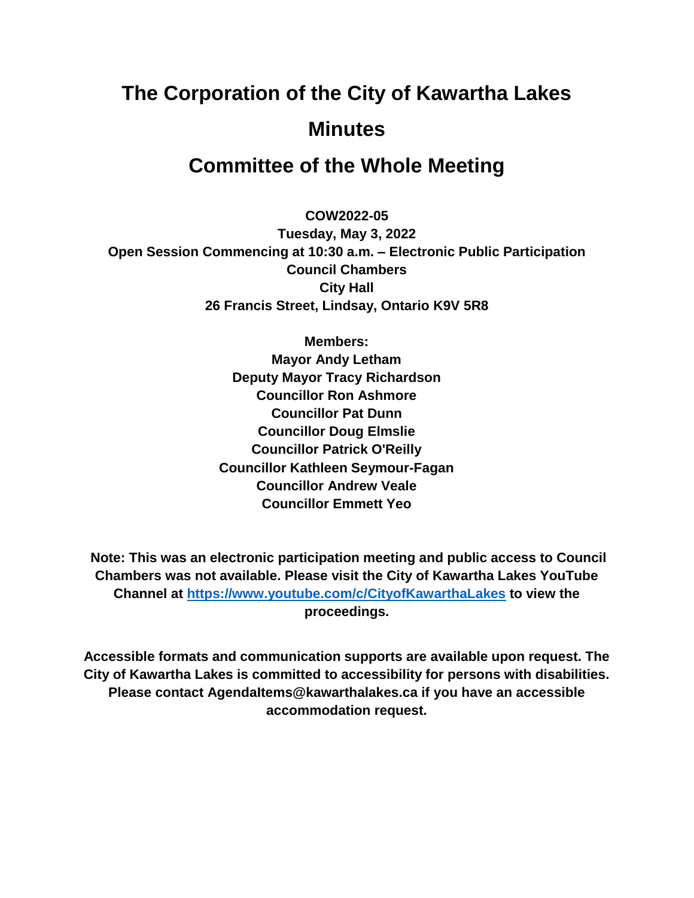# The Corporation of the City of Kawartha Lakes

# Minutes

# Committee of the Whole Meeting

**COW2022-05**
**Tuesday, May 3, 2022**
**Open Session Commencing at 10:30 a.m. – Electronic Public Participation**
**Council Chambers**
**City Hall**
**26 Francis Street, Lindsay, Ontario K9V 5R8**

**Members:**
**Mayor Andy Letham**
**Deputy Mayor Tracy Richardson**
**Councillor Ron Ashmore**
**Councillor Pat Dunn**
**Councillor Doug Elmslie**
**Councillor Patrick O'Reilly**
**Councillor Kathleen Seymour-Fagan**
**Councillor Andrew Veale**
**Councillor Emmett Yeo**

**Note: This was an electronic participation meeting and public access to Council Chambers was not available. Please visit the City of Kawartha Lakes YouTube Channel at [https://www.youtube.com/c/CityofKawarthaLakes](https://www.youtube.com/c/CityofKawarthaLakes) to view the proceedings.**

**Accessible formats and communication supports are available upon request. The City of Kawartha Lakes is committed to accessibility for persons with disabilities. Please contact AgendaItems@kawarthalakes.ca if you have an accessible accommodation request.**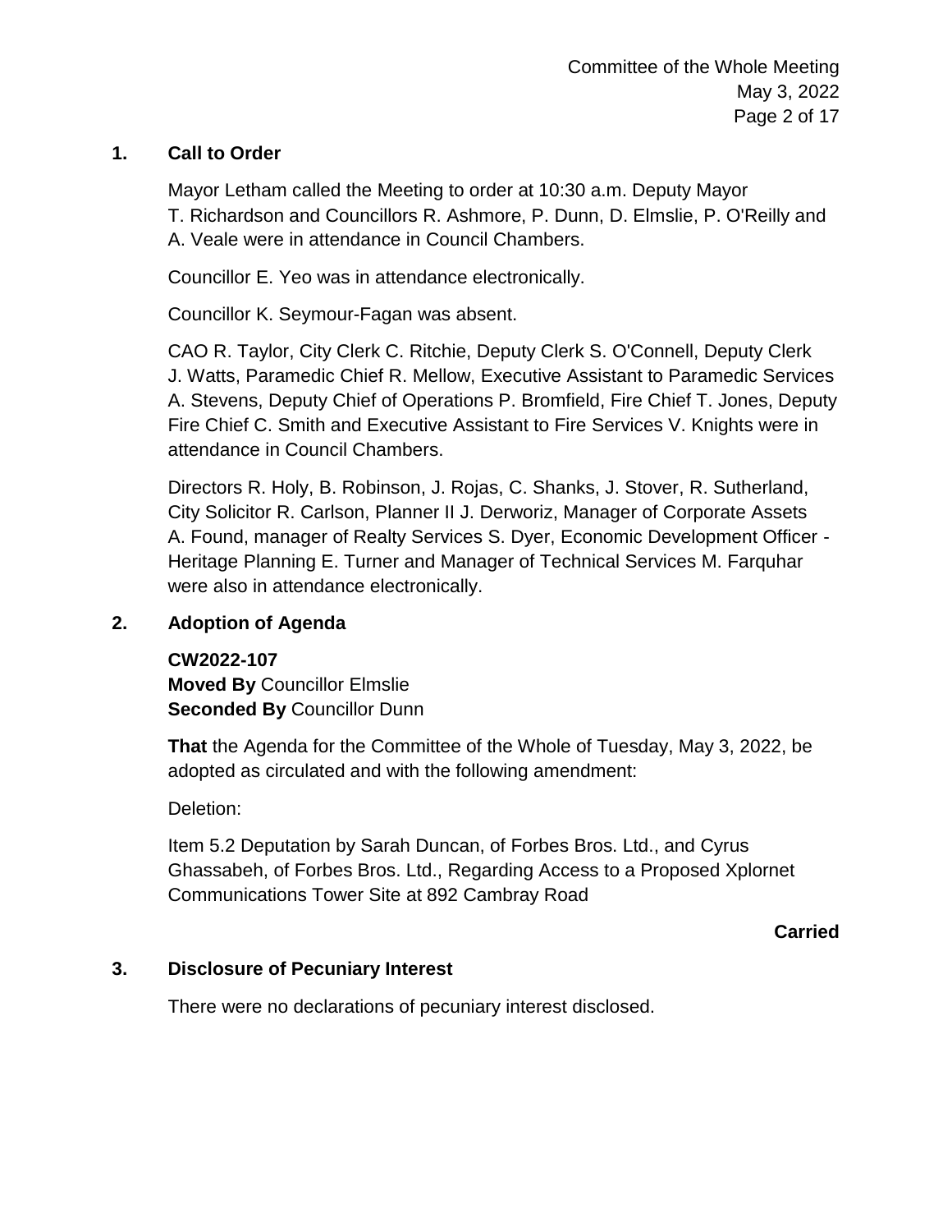## 1. Call to Order

Mayor Letham called the Meeting to order at 10:30 a.m. Deputy Mayor T. Richardson and Councillors R. Ashmore, P. Dunn, D. Elmslie, P. O'Reilly and A. Veale were in attendance in Council Chambers.

Councillor E. Yeo was in attendance electronically.

Councillor K. Seymour-Fagan was absent.

CAO R. Taylor, City Clerk C. Ritchie, Deputy Clerk S. O'Connell, Deputy Clerk J. Watts, Paramedic Chief R. Mellow, Executive Assistant to Paramedic Services A. Stevens, Deputy Chief of Operations P. Bromfield, Fire Chief T. Jones, Deputy Fire Chief C. Smith and Executive Assistant to Fire Services V. Knights were in attendance in Council Chambers.

Directors R. Holy, B. Robinson, J. Rojas, C. Shanks, J. Stover, R. Sutherland, City Solicitor R. Carlson, Planner II J. Derworiz, Manager of Corporate Assets A. Found, manager of Realty Services S. Dyer, Economic Development Officer - Heritage Planning E. Turner and Manager of Technical Services M. Farquhar were also in attendance electronically.

## 2. Adoption of Agenda

**CW2022-107**
**Moved By** Councillor Elmslie
**Seconded By** Councillor Dunn

**That** the Agenda for the Committee of the Whole of Tuesday, May 3, 2022, be adopted as circulated and with the following amendment:

Deletion:

Item 5.2 Deputation by Sarah Duncan, of Forbes Bros. Ltd., and Cyrus Ghassabeh, of Forbes Bros. Ltd., Regarding Access to a Proposed Xplornet Communications Tower Site at 892 Cambray Road

**Carried**

## 3. Disclosure of Pecuniary Interest

There were no declarations of pecuniary interest disclosed.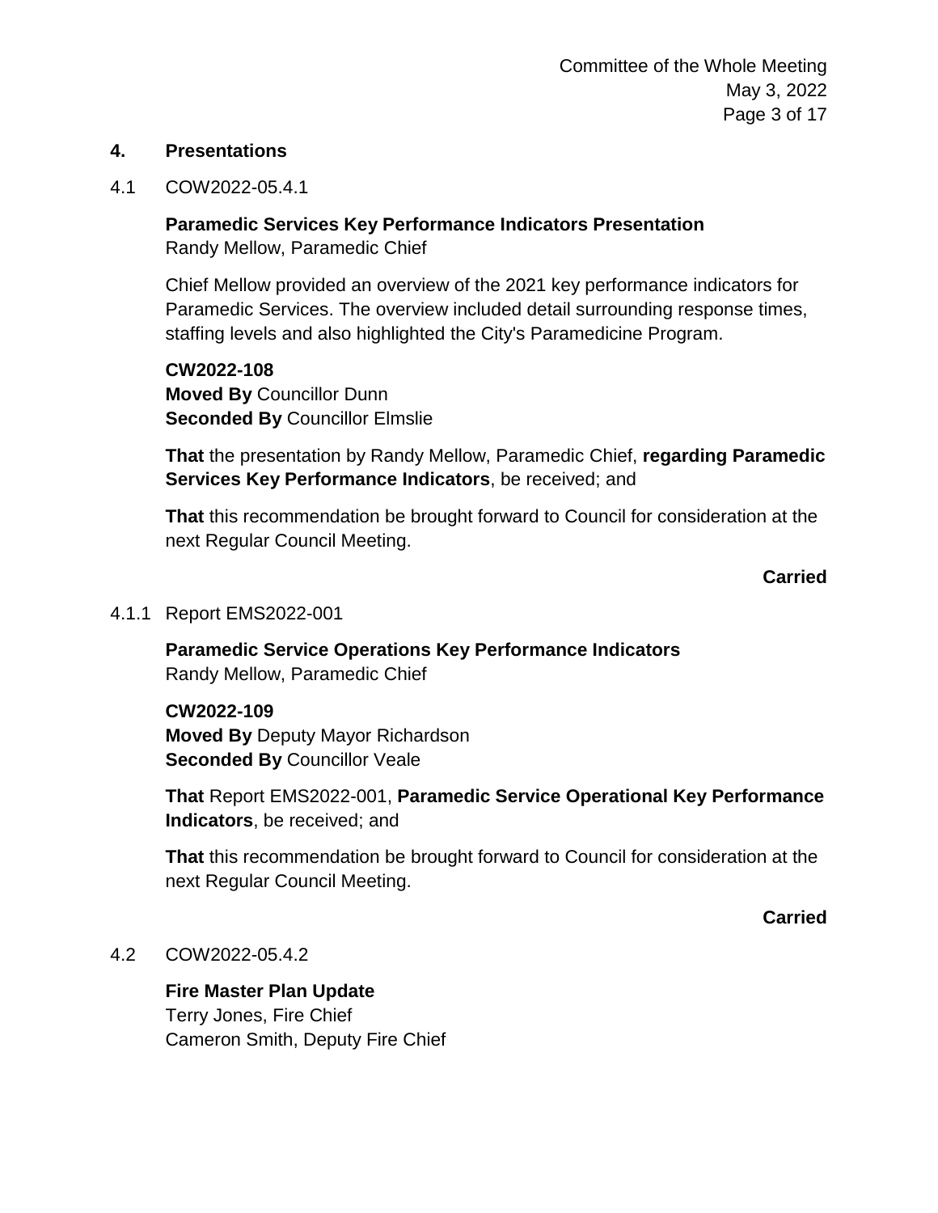## 4. Presentations

4.1 COW2022-05.4.1

**Paramedic Services Key Performance Indicators Presentation**
Randy Mellow, Paramedic Chief

Chief Mellow provided an overview of the 2021 key performance indicators for Paramedic Services. The overview included detail surrounding response times, staffing levels and also highlighted the City's Paramedicine Program.

**CW2022-108**
**Moved By** Councillor Dunn
**Seconded By** Councillor Elmslie

**That** the presentation by Randy Mellow, Paramedic Chief, **regarding Paramedic Services Key Performance Indicators**, be received; and

**That** this recommendation be brought forward to Council for consideration at the next Regular Council Meeting.

**Carried**

4.1.1 Report EMS2022-001

**Paramedic Service Operations Key Performance Indicators**
Randy Mellow, Paramedic Chief

**CW2022-109**
**Moved By** Deputy Mayor Richardson
**Seconded By** Councillor Veale

**That** Report EMS2022-001, **Paramedic Service Operational Key Performance Indicators**, be received; and

**That** this recommendation be brought forward to Council for consideration at the next Regular Council Meeting.

**Carried**

4.2 COW2022-05.4.2

**Fire Master Plan Update**
Terry Jones, Fire Chief
Cameron Smith, Deputy Fire Chief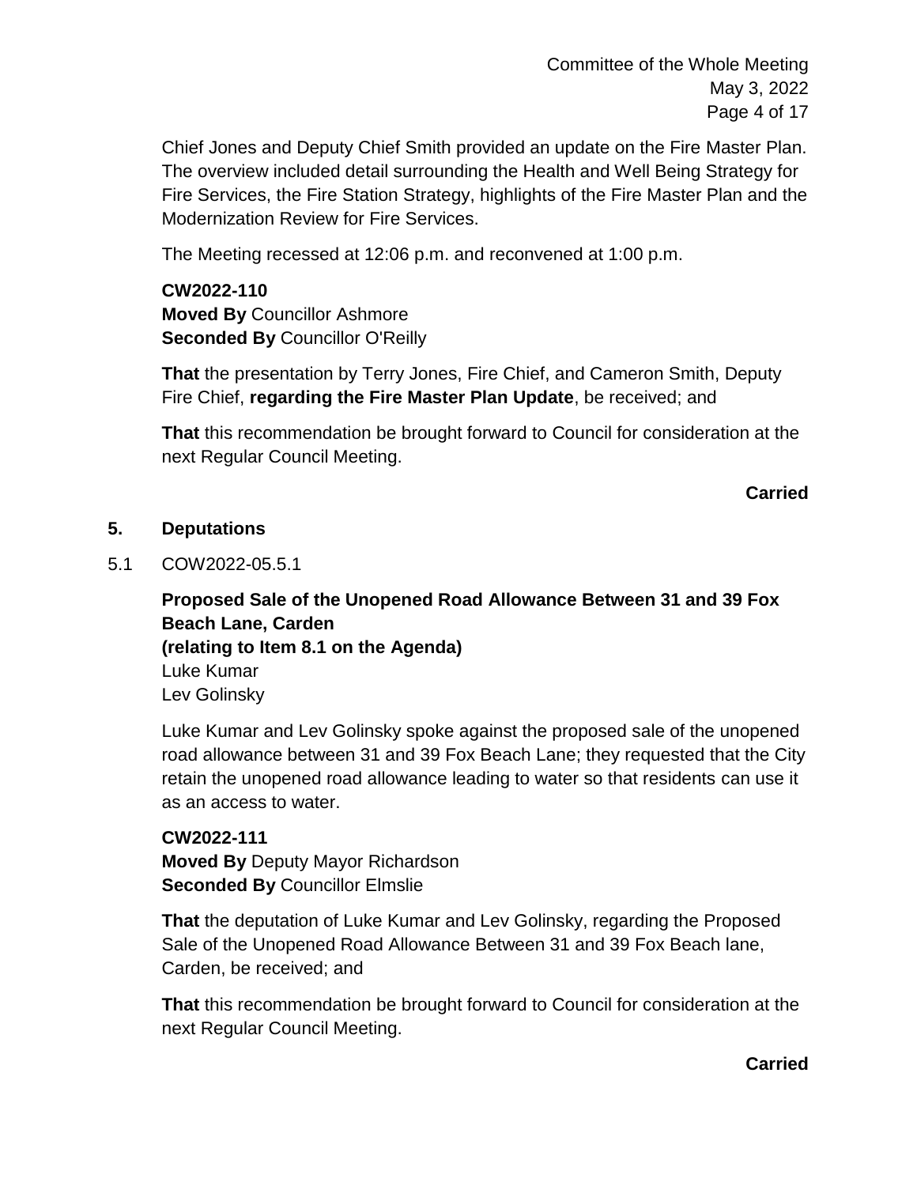Chief Jones and Deputy Chief Smith provided an update on the Fire Master Plan. The overview included detail surrounding the Health and Well Being Strategy for Fire Services, the Fire Station Strategy, highlights of the Fire Master Plan and the Modernization Review for Fire Services.

The Meeting recessed at 12:06 p.m. and reconvened at 1:00 p.m.

**CW2022-110**
**Moved By** Councillor Ashmore
**Seconded By** Councillor O'Reilly

**That** the presentation by Terry Jones, Fire Chief, and Cameron Smith, Deputy Fire Chief, **regarding the Fire Master Plan Update**, be received; and

**That** this recommendation be brought forward to Council for consideration at the next Regular Council Meeting.

**Carried**

## 5. Deputations

5.1 COW2022-05.5.1

**Proposed Sale of the Unopened Road Allowance Between 31 and 39 Fox Beach Lane, Carden**
**(relating to Item 8.1 on the Agenda)**
Luke Kumar
Lev Golinsky

Luke Kumar and Lev Golinsky spoke against the proposed sale of the unopened road allowance between 31 and 39 Fox Beach Lane; they requested that the City retain the unopened road allowance leading to water so that residents can use it as an access to water.

**CW2022-111**
**Moved By** Deputy Mayor Richardson
**Seconded By** Councillor Elmslie

**That** the deputation of Luke Kumar and Lev Golinsky, regarding the Proposed Sale of the Unopened Road Allowance Between 31 and 39 Fox Beach lane, Carden, be received; and

**That** this recommendation be brought forward to Council for consideration at the next Regular Council Meeting.

**Carried**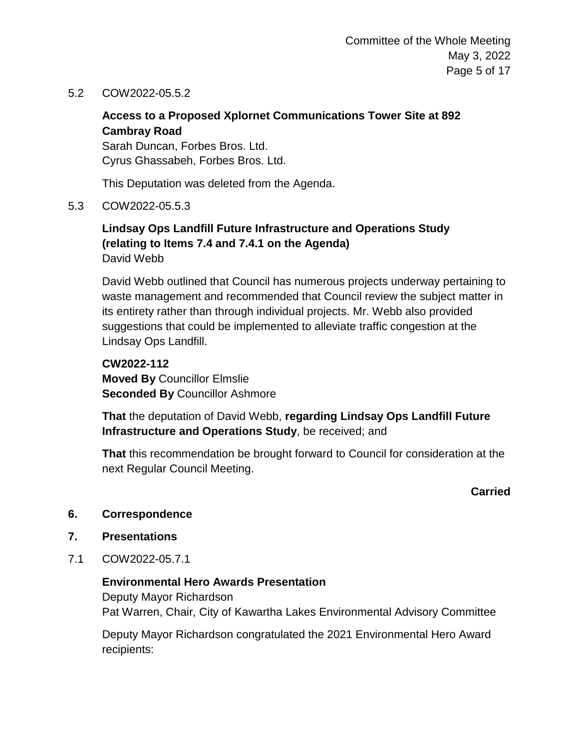5.2 COW2022-05.5.2

**Access to a Proposed Xplornet Communications Tower Site at 892 Cambray Road**
Sarah Duncan, Forbes Bros. Ltd.
Cyrus Ghassabeh, Forbes Bros. Ltd.

This Deputation was deleted from the Agenda.

5.3 COW2022-05.5.3

**Lindsay Ops Landfill Future Infrastructure and Operations Study (relating to Items 7.4 and 7.4.1 on the Agenda)**
David Webb

David Webb outlined that Council has numerous projects underway pertaining to waste management and recommended that Council review the subject matter in its entirety rather than through individual projects. Mr. Webb also provided suggestions that could be implemented to alleviate traffic congestion at the Lindsay Ops Landfill.

**CW2022-112**
**Moved By** Councillor Elmslie
**Seconded By** Councillor Ashmore

**That** the deputation of David Webb, **regarding Lindsay Ops Landfill Future Infrastructure and Operations Study**, be received; and

**That** this recommendation be brought forward to Council for consideration at the next Regular Council Meeting.

**Carried**

## 6. Correspondence

## 7. Presentations

7.1 COW2022-05.7.1

**Environmental Hero Awards Presentation**
Deputy Mayor Richardson
Pat Warren, Chair, City of Kawartha Lakes Environmental Advisory Committee

Deputy Mayor Richardson congratulated the 2021 Environmental Hero Award recipients: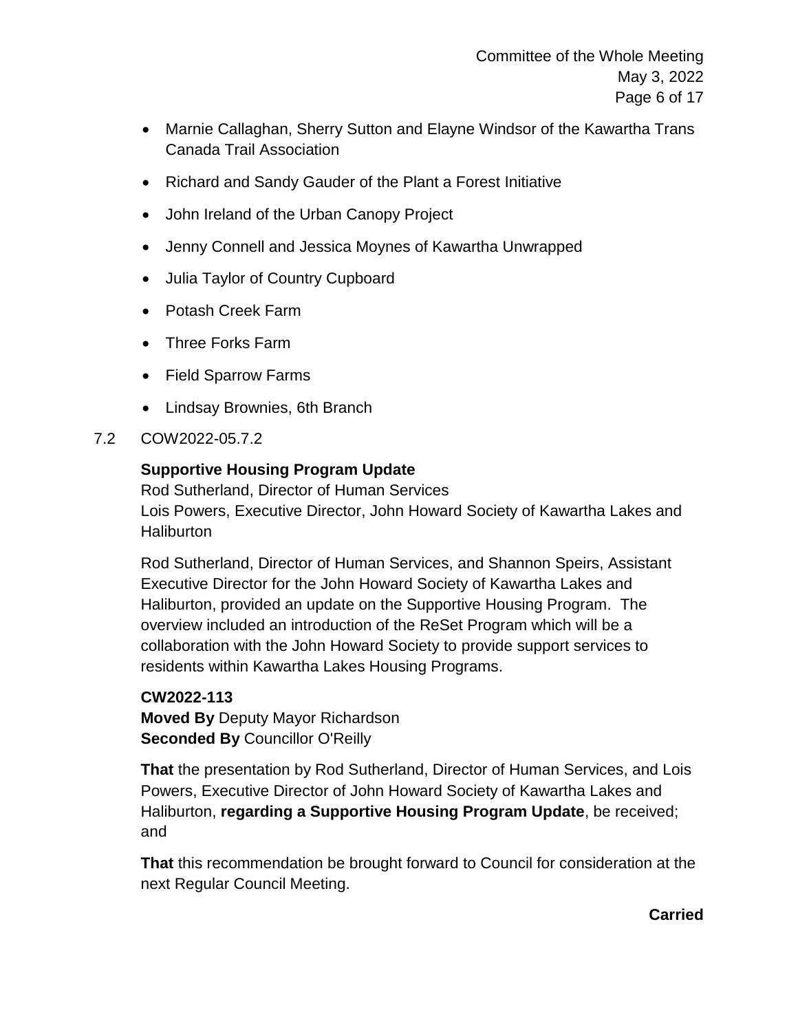- Marnie Callaghan, Sherry Sutton and Elayne Windsor of the Kawartha Trans Canada Trail Association
- Richard and Sandy Gauder of the Plant a Forest Initiative
- John Ireland of the Urban Canopy Project
- Jenny Connell and Jessica Moynes of Kawartha Unwrapped
- Julia Taylor of Country Cupboard
- Potash Creek Farm
- Three Forks Farm
- Field Sparrow Farms
- Lindsay Brownies, 6th Branch

7.2 COW2022-05.7.2

**Supportive Housing Program Update**
Rod Sutherland, Director of Human Services
Lois Powers, Executive Director, John Howard Society of Kawartha Lakes and Haliburton

Rod Sutherland, Director of Human Services, and Shannon Speirs, Assistant Executive Director for the John Howard Society of Kawartha Lakes and Haliburton, provided an update on the Supportive Housing Program. The overview included an introduction of the ReSet Program which will be a collaboration with the John Howard Society to provide support services to residents within Kawartha Lakes Housing Programs.

**CW2022-113**
**Moved By** Deputy Mayor Richardson
**Seconded By** Councillor O'Reilly

**That** the presentation by Rod Sutherland, Director of Human Services, and Lois Powers, Executive Director of John Howard Society of Kawartha Lakes and Haliburton, **regarding a Supportive Housing Program Update**, be received; and

**That** this recommendation be brought forward to Council for consideration at the next Regular Council Meeting.

**Carried**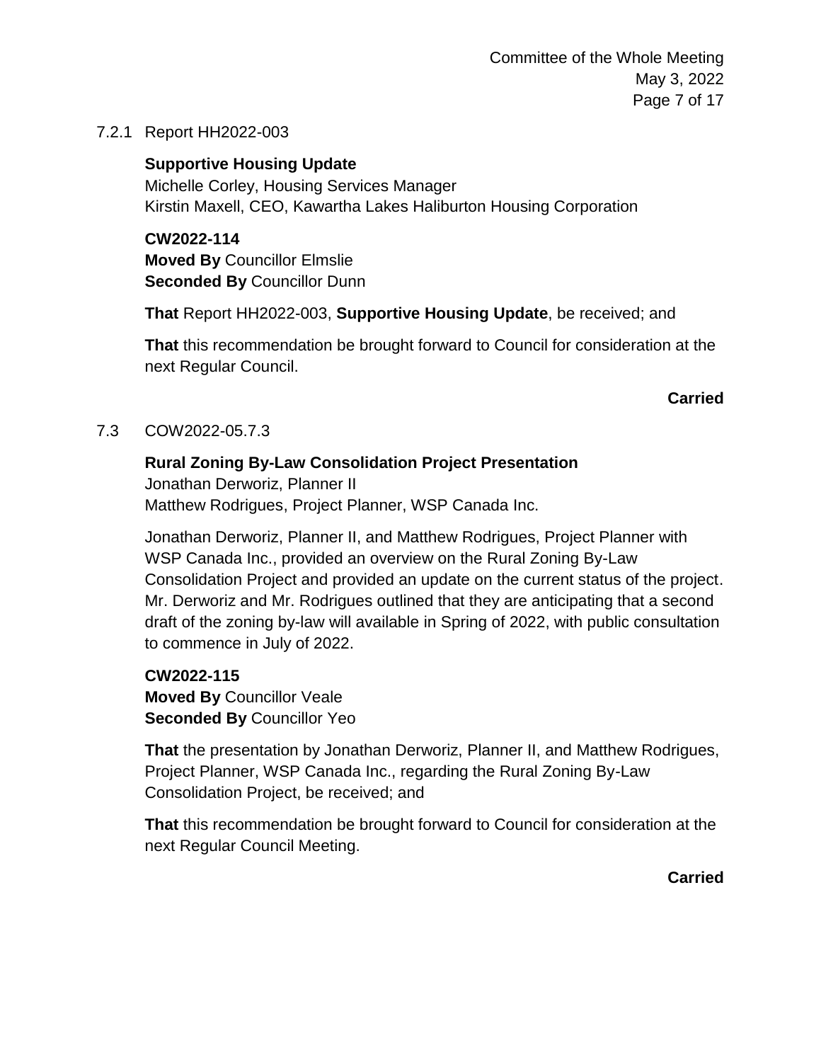7.2.1 Report HH2022-003

**Supportive Housing Update**
Michelle Corley, Housing Services Manager
Kirstin Maxell, CEO, Kawartha Lakes Haliburton Housing Corporation

**CW2022-114**
**Moved By** Councillor Elmslie
**Seconded By** Councillor Dunn

**That** Report HH2022-003, **Supportive Housing Update**, be received; and

**That** this recommendation be brought forward to Council for consideration at the next Regular Council.

**Carried**

7.3 COW2022-05.7.3

**Rural Zoning By-Law Consolidation Project Presentation**
Jonathan Derworiz, Planner II
Matthew Rodrigues, Project Planner, WSP Canada Inc.

Jonathan Derworiz, Planner II, and Matthew Rodrigues, Project Planner with WSP Canada Inc., provided an overview on the Rural Zoning By-Law Consolidation Project and provided an update on the current status of the project. Mr. Derworiz and Mr. Rodrigues outlined that they are anticipating that a second draft of the zoning by-law will available in Spring of 2022, with public consultation to commence in July of 2022.

**CW2022-115**
**Moved By** Councillor Veale
**Seconded By** Councillor Yeo

**That** the presentation by Jonathan Derworiz, Planner II, and Matthew Rodrigues, Project Planner, WSP Canada Inc., regarding the Rural Zoning By-Law Consolidation Project, be received; and

**That** this recommendation be brought forward to Council for consideration at the next Regular Council Meeting.

**Carried**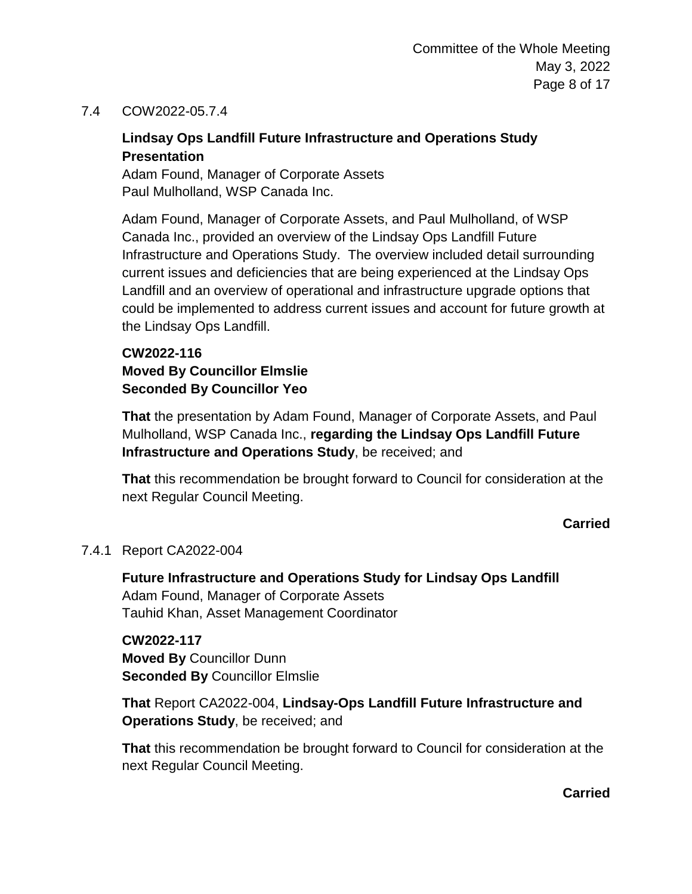7.4 COW2022-05.7.4

**Lindsay Ops Landfill Future Infrastructure and Operations Study Presentation**
Adam Found, Manager of Corporate Assets
Paul Mulholland, WSP Canada Inc.

Adam Found, Manager of Corporate Assets, and Paul Mulholland, of WSP Canada Inc., provided an overview of the Lindsay Ops Landfill Future Infrastructure and Operations Study. The overview included detail surrounding current issues and deficiencies that are being experienced at the Lindsay Ops Landfill and an overview of operational and infrastructure upgrade options that could be implemented to address current issues and account for future growth at the Lindsay Ops Landfill.

**CW2022-116**
**Moved By Councillor Elmslie**
**Seconded By Councillor Yeo**

**That** the presentation by Adam Found, Manager of Corporate Assets, and Paul Mulholland, WSP Canada Inc., **regarding the Lindsay Ops Landfill Future Infrastructure and Operations Study**, be received; and

**That** this recommendation be brought forward to Council for consideration at the next Regular Council Meeting.

**Carried**

7.4.1 Report CA2022-004

**Future Infrastructure and Operations Study for Lindsay Ops Landfill**
Adam Found, Manager of Corporate Assets
Tauhid Khan, Asset Management Coordinator

**CW2022-117**
**Moved By** Councillor Dunn
**Seconded By** Councillor Elmslie

**That** Report CA2022-004, **Lindsay-Ops Landfill Future Infrastructure and Operations Study**, be received; and

**That** this recommendation be brought forward to Council for consideration at the next Regular Council Meeting.

**Carried**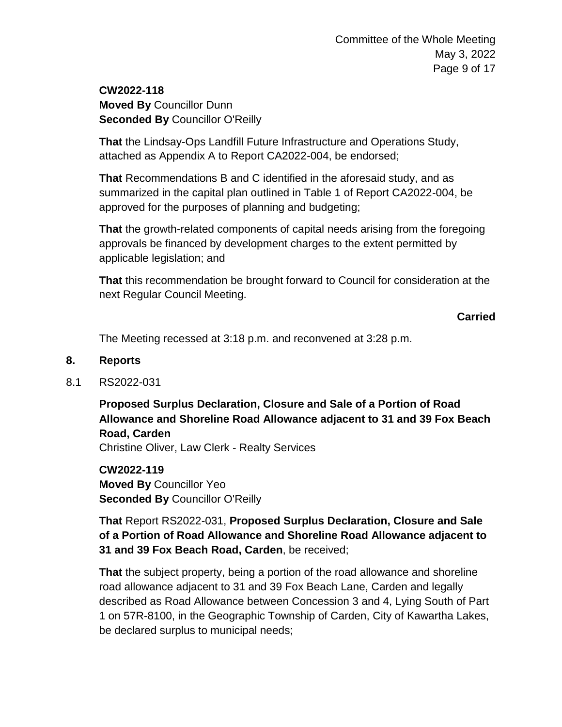**CW2022-118**
**Moved By** Councillor Dunn
**Seconded By** Councillor O'Reilly

**That** the Lindsay-Ops Landfill Future Infrastructure and Operations Study, attached as Appendix A to Report CA2022-004, be endorsed;

**That** Recommendations B and C identified in the aforesaid study, and as summarized in the capital plan outlined in Table 1 of Report CA2022-004, be approved for the purposes of planning and budgeting;

**That** the growth-related components of capital needs arising from the foregoing approvals be financed by development charges to the extent permitted by applicable legislation; and

**That** this recommendation be brought forward to Council for consideration at the next Regular Council Meeting.

**Carried**

The Meeting recessed at 3:18 p.m. and reconvened at 3:28 p.m.

## 8. Reports

8.1 RS2022-031

**Proposed Surplus Declaration, Closure and Sale of a Portion of Road Allowance and Shoreline Road Allowance adjacent to 31 and 39 Fox Beach Road, Carden**
Christine Oliver, Law Clerk - Realty Services

**CW2022-119**
**Moved By** Councillor Yeo
**Seconded By** Councillor O'Reilly

**That** Report RS2022-031, **Proposed Surplus Declaration, Closure and Sale of a Portion of Road Allowance and Shoreline Road Allowance adjacent to 31 and 39 Fox Beach Road, Carden**, be received;

**That** the subject property, being a portion of the road allowance and shoreline road allowance adjacent to 31 and 39 Fox Beach Lane, Carden and legally described as Road Allowance between Concession 3 and 4, Lying South of Part 1 on 57R-8100, in the Geographic Township of Carden, City of Kawartha Lakes, be declared surplus to municipal needs;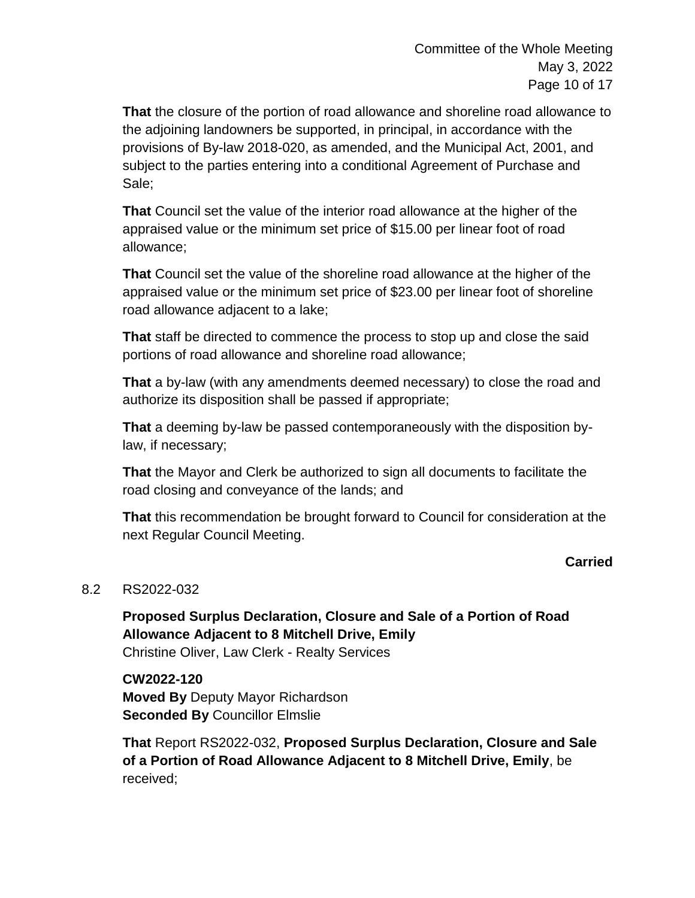**That** the closure of the portion of road allowance and shoreline road allowance to the adjoining landowners be supported, in principal, in accordance with the provisions of By-law 2018-020, as amended, and the Municipal Act, 2001, and subject to the parties entering into a conditional Agreement of Purchase and Sale;

**That** Council set the value of the interior road allowance at the higher of the appraised value or the minimum set price of $15.00 per linear foot of road allowance;

**That** Council set the value of the shoreline road allowance at the higher of the appraised value or the minimum set price of $23.00 per linear foot of shoreline road allowance adjacent to a lake;

**That** staff be directed to commence the process to stop up and close the said portions of road allowance and shoreline road allowance;

**That** a by-law (with any amendments deemed necessary) to close the road and authorize its disposition shall be passed if appropriate;

**That** a deeming by-law be passed contemporaneously with the disposition by-law, if necessary;

**That** the Mayor and Clerk be authorized to sign all documents to facilitate the road closing and conveyance of the lands; and

**That** this recommendation be brought forward to Council for consideration at the next Regular Council Meeting.

**Carried**

8.2 RS2022-032

**Proposed Surplus Declaration, Closure and Sale of a Portion of Road Allowance Adjacent to 8 Mitchell Drive, Emily**
Christine Oliver, Law Clerk - Realty Services

**CW2022-120**
**Moved By** Deputy Mayor Richardson
**Seconded By** Councillor Elmslie

**That** Report RS2022-032, **Proposed Surplus Declaration, Closure and Sale of a Portion of Road Allowance Adjacent to 8 Mitchell Drive, Emily**, be received;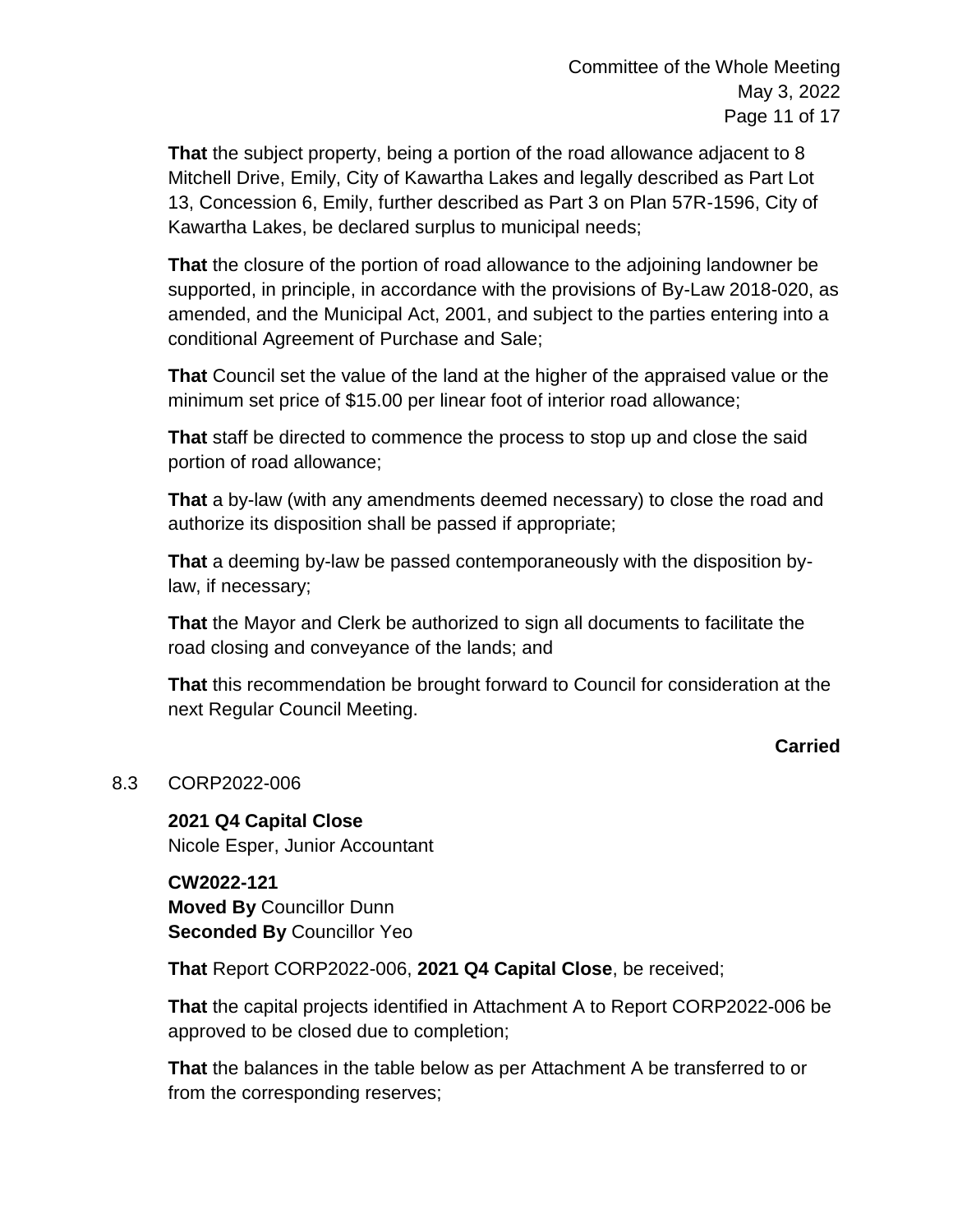**That** the subject property, being a portion of the road allowance adjacent to 8 Mitchell Drive, Emily, City of Kawartha Lakes and legally described as Part Lot 13, Concession 6, Emily, further described as Part 3 on Plan 57R-1596, City of Kawartha Lakes, be declared surplus to municipal needs;

**That** the closure of the portion of road allowance to the adjoining landowner be supported, in principle, in accordance with the provisions of By-Law 2018-020, as amended, and the Municipal Act, 2001, and subject to the parties entering into a conditional Agreement of Purchase and Sale;

**That** Council set the value of the land at the higher of the appraised value or the minimum set price of $15.00 per linear foot of interior road allowance;

**That** staff be directed to commence the process to stop up and close the said portion of road allowance;

**That** a by-law (with any amendments deemed necessary) to close the road and authorize its disposition shall be passed if appropriate;

**That** a deeming by-law be passed contemporaneously with the disposition by-law, if necessary;

**That** the Mayor and Clerk be authorized to sign all documents to facilitate the road closing and conveyance of the lands; and

**That** this recommendation be brought forward to Council for consideration at the next Regular Council Meeting.

**Carried**

8.3 CORP2022-006

**2021 Q4 Capital Close**
Nicole Esper, Junior Accountant

**CW2022-121**
**Moved By** Councillor Dunn
**Seconded By** Councillor Yeo

**That** Report CORP2022-006, **2021 Q4 Capital Close**, be received;

**That** the capital projects identified in Attachment A to Report CORP2022-006 be approved to be closed due to completion;

**That** the balances in the table below as per Attachment A be transferred to or from the corresponding reserves;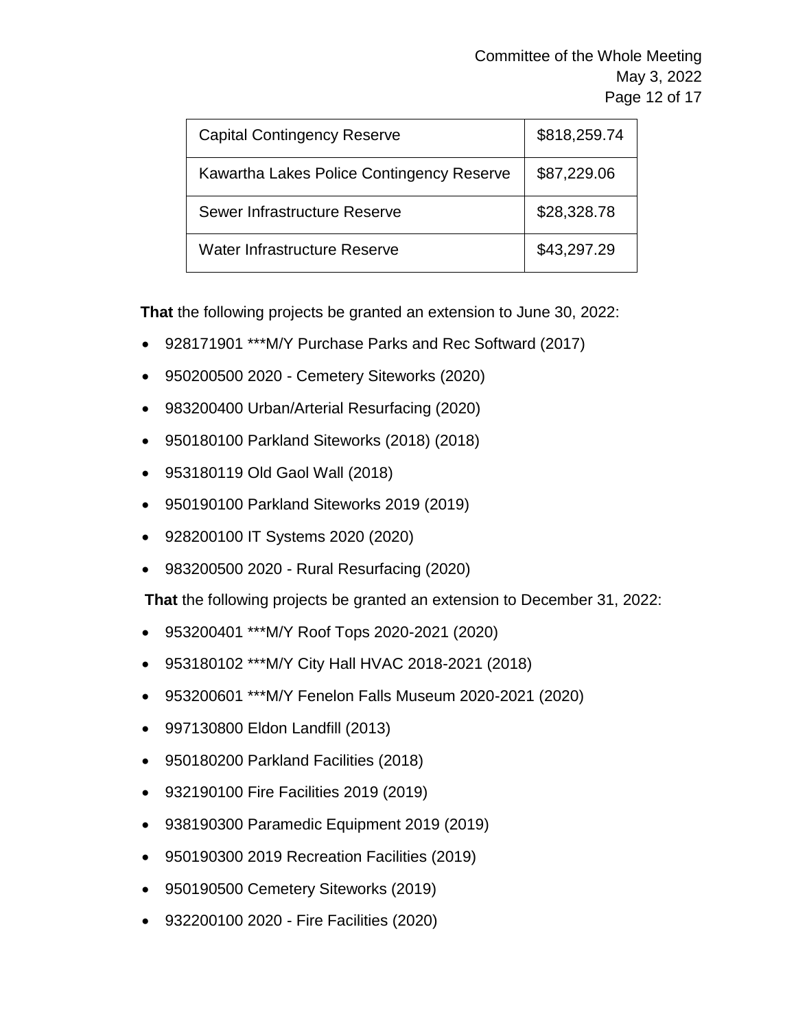| Capital Contingency Reserve | $818,259.74 |
|---|---|
| Kawartha Lakes Police Contingency Reserve | $87,229.06 |
| Sewer Infrastructure Reserve | $28,328.78 |
| Water Infrastructure Reserve | $43,297.29 |

**That** the following projects be granted an extension to June 30, 2022:

- 928171901 ***M/Y Purchase Parks and Rec Softward (2017)
- 950200500 2020 - Cemetery Siteworks (2020)
- 983200400 Urban/Arterial Resurfacing (2020)
- 950180100 Parkland Siteworks (2018) (2018)
- 953180119 Old Gaol Wall (2018)
- 950190100 Parkland Siteworks 2019 (2019)
- 928200100 IT Systems 2020 (2020)
- 983200500 2020 - Rural Resurfacing (2020)

**That** the following projects be granted an extension to December 31, 2022:

- 953200401 ***M/Y Roof Tops 2020-2021 (2020)
- 953180102 ***M/Y City Hall HVAC 2018-2021 (2018)
- 953200601 ***M/Y Fenelon Falls Museum 2020-2021 (2020)
- 997130800 Eldon Landfill (2013)
- 950180200 Parkland Facilities (2018)
- 932190100 Fire Facilities 2019 (2019)
- 938190300 Paramedic Equipment 2019 (2019)
- 950190300 2019 Recreation Facilities (2019)
- 950190500 Cemetery Siteworks (2019)
- 932200100 2020 - Fire Facilities (2020)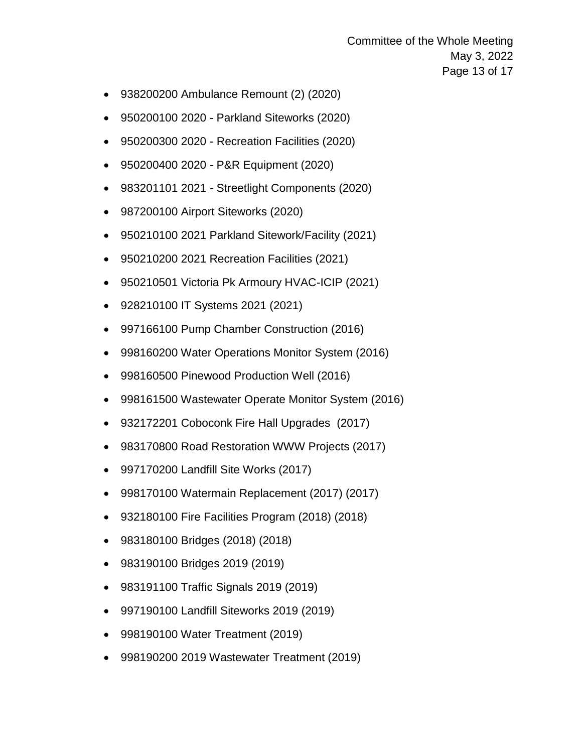- 938200200 Ambulance Remount (2) (2020)
- 950200100 2020 - Parkland Siteworks (2020)
- 950200300 2020 - Recreation Facilities (2020)
- 950200400 2020 - P&R Equipment (2020)
- 983201101 2021 - Streetlight Components (2020)
- 987200100 Airport Siteworks (2020)
- 950210100 2021 Parkland Sitework/Facility (2021)
- 950210200 2021 Recreation Facilities (2021)
- 950210501 Victoria Pk Armoury HVAC-ICIP (2021)
- 928210100 IT Systems 2021 (2021)
- 997166100 Pump Chamber Construction (2016)
- 998160200 Water Operations Monitor System (2016)
- 998160500 Pinewood Production Well (2016)
- 998161500 Wastewater Operate Monitor System (2016)
- 932172201 Coboconk Fire Hall Upgrades (2017)
- 983170800 Road Restoration WWW Projects (2017)
- 997170200 Landfill Site Works (2017)
- 998170100 Watermain Replacement (2017) (2017)
- 932180100 Fire Facilities Program (2018) (2018)
- 983180100 Bridges (2018) (2018)
- 983190100 Bridges 2019 (2019)
- 983191100 Traffic Signals 2019 (2019)
- 997190100 Landfill Siteworks 2019 (2019)
- 998190100 Water Treatment (2019)
- 998190200 2019 Wastewater Treatment (2019)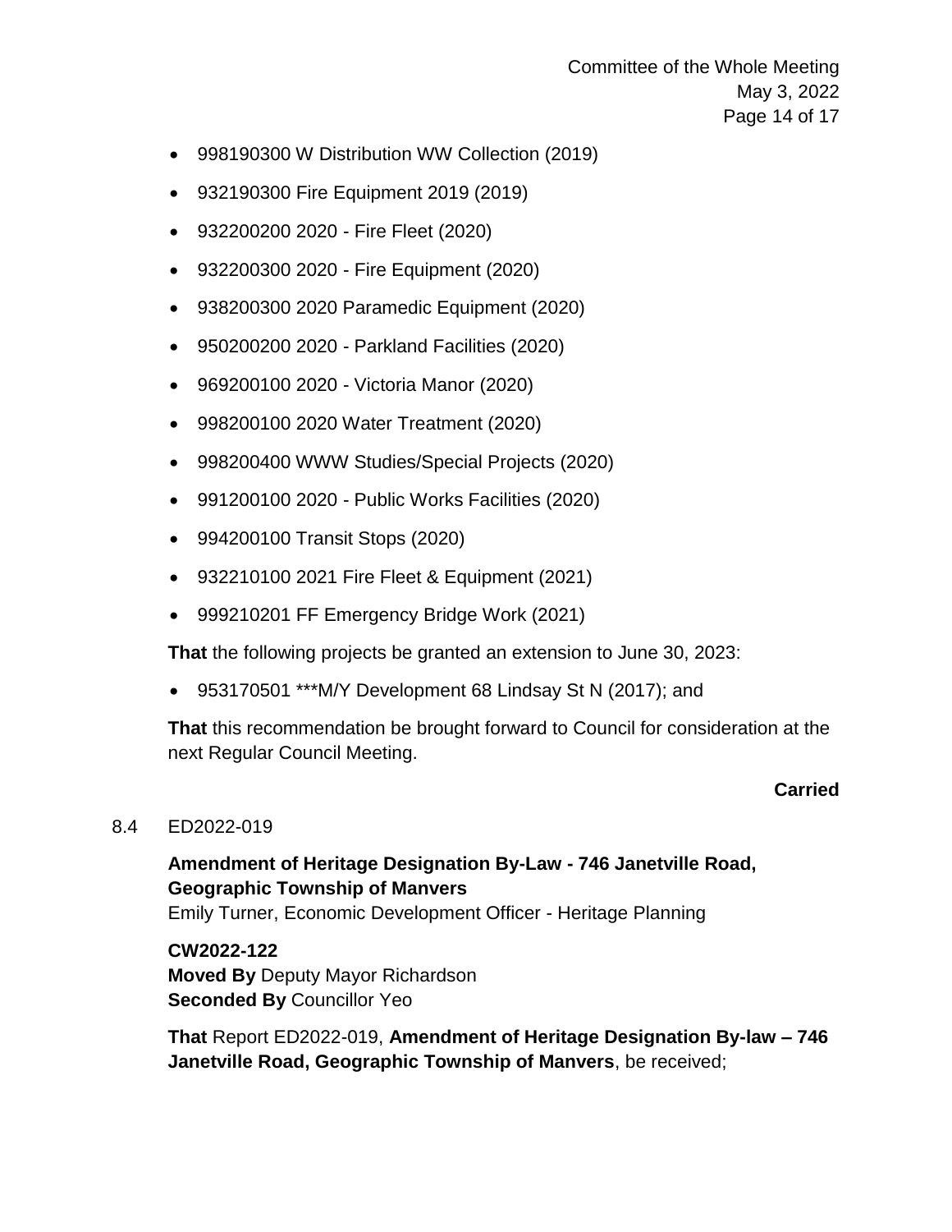- 998190300 W Distribution WW Collection (2019)
- 932190300 Fire Equipment 2019 (2019)
- 932200200 2020 - Fire Fleet (2020)
- 932200300 2020 - Fire Equipment (2020)
- 938200300 2020 Paramedic Equipment (2020)
- 950200200 2020 - Parkland Facilities (2020)
- 969200100 2020 - Victoria Manor (2020)
- 998200100 2020 Water Treatment (2020)
- 998200400 WWW Studies/Special Projects (2020)
- 991200100 2020 - Public Works Facilities (2020)
- 994200100 Transit Stops (2020)
- 932210100 2021 Fire Fleet & Equipment (2021)
- 999210201 FF Emergency Bridge Work (2021)

**That** the following projects be granted an extension to June 30, 2023:

- 953170501 ***M/Y Development 68 Lindsay St N (2017); and

**That** this recommendation be brought forward to Council for consideration at the next Regular Council Meeting.

**Carried**

8.4 ED2022-019

**Amendment of Heritage Designation By-Law - 746 Janetville Road, Geographic Township of Manvers**
Emily Turner, Economic Development Officer - Heritage Planning

**CW2022-122**
**Moved By** Deputy Mayor Richardson
**Seconded By** Councillor Yeo

**That** Report ED2022-019, **Amendment of Heritage Designation By-law – 746 Janetville Road, Geographic Township of Manvers**, be received;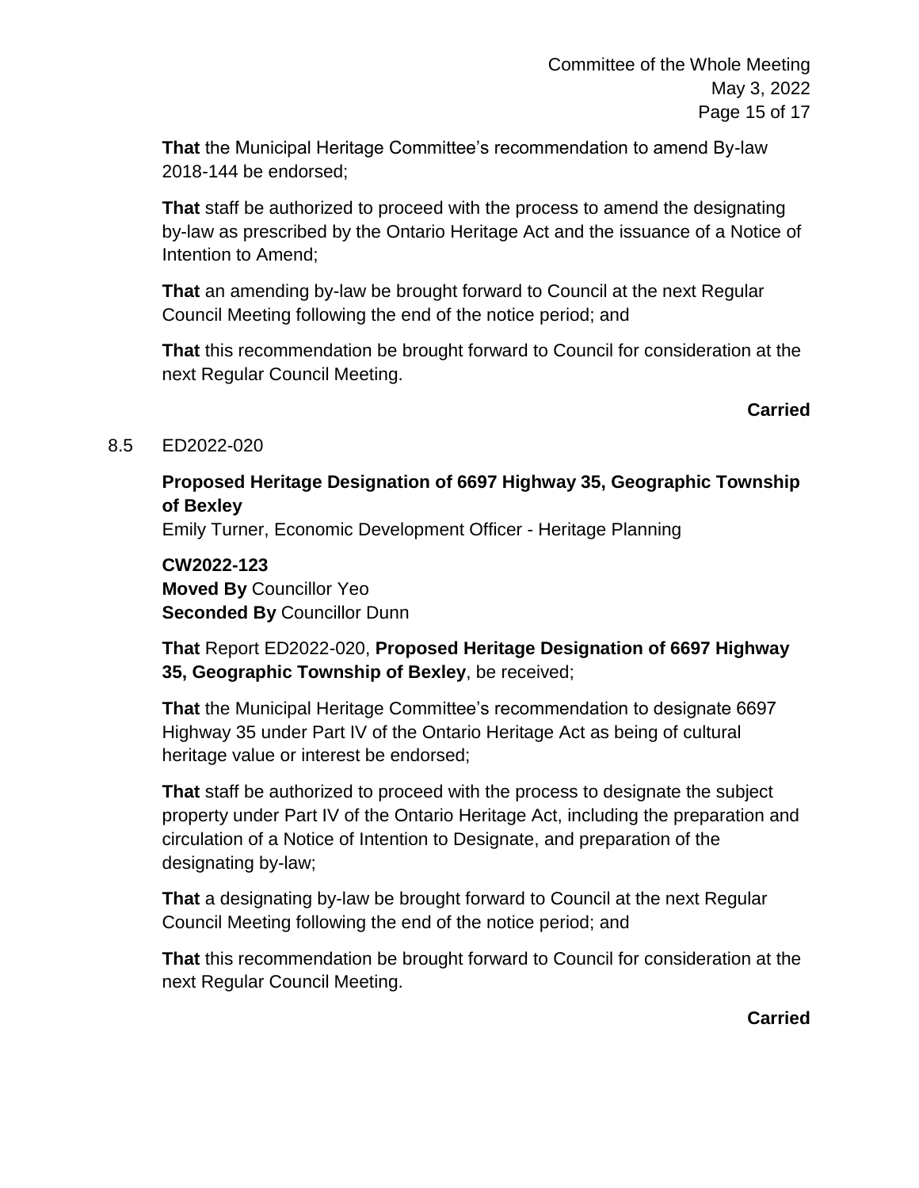**That** the Municipal Heritage Committee's recommendation to amend By-law 2018-144 be endorsed;

**That** staff be authorized to proceed with the process to amend the designating by-law as prescribed by the Ontario Heritage Act and the issuance of a Notice of Intention to Amend;

**That** an amending by-law be brought forward to Council at the next Regular Council Meeting following the end of the notice period; and

**That** this recommendation be brought forward to Council for consideration at the next Regular Council Meeting.

**Carried**

8.5 ED2022-020

**Proposed Heritage Designation of 6697 Highway 35, Geographic Township of Bexley**

Emily Turner, Economic Development Officer - Heritage Planning

**CW2022-123**
**Moved By** Councillor Yeo
**Seconded By** Councillor Dunn

**That** Report ED2022-020, **Proposed Heritage Designation of 6697 Highway 35, Geographic Township of Bexley**, be received;

**That** the Municipal Heritage Committee's recommendation to designate 6697 Highway 35 under Part IV of the Ontario Heritage Act as being of cultural heritage value or interest be endorsed;

**That** staff be authorized to proceed with the process to designate the subject property under Part IV of the Ontario Heritage Act, including the preparation and circulation of a Notice of Intention to Designate, and preparation of the designating by-law;

**That** a designating by-law be brought forward to Council at the next Regular Council Meeting following the end of the notice period; and

**That** this recommendation be brought forward to Council for consideration at the next Regular Council Meeting.

**Carried**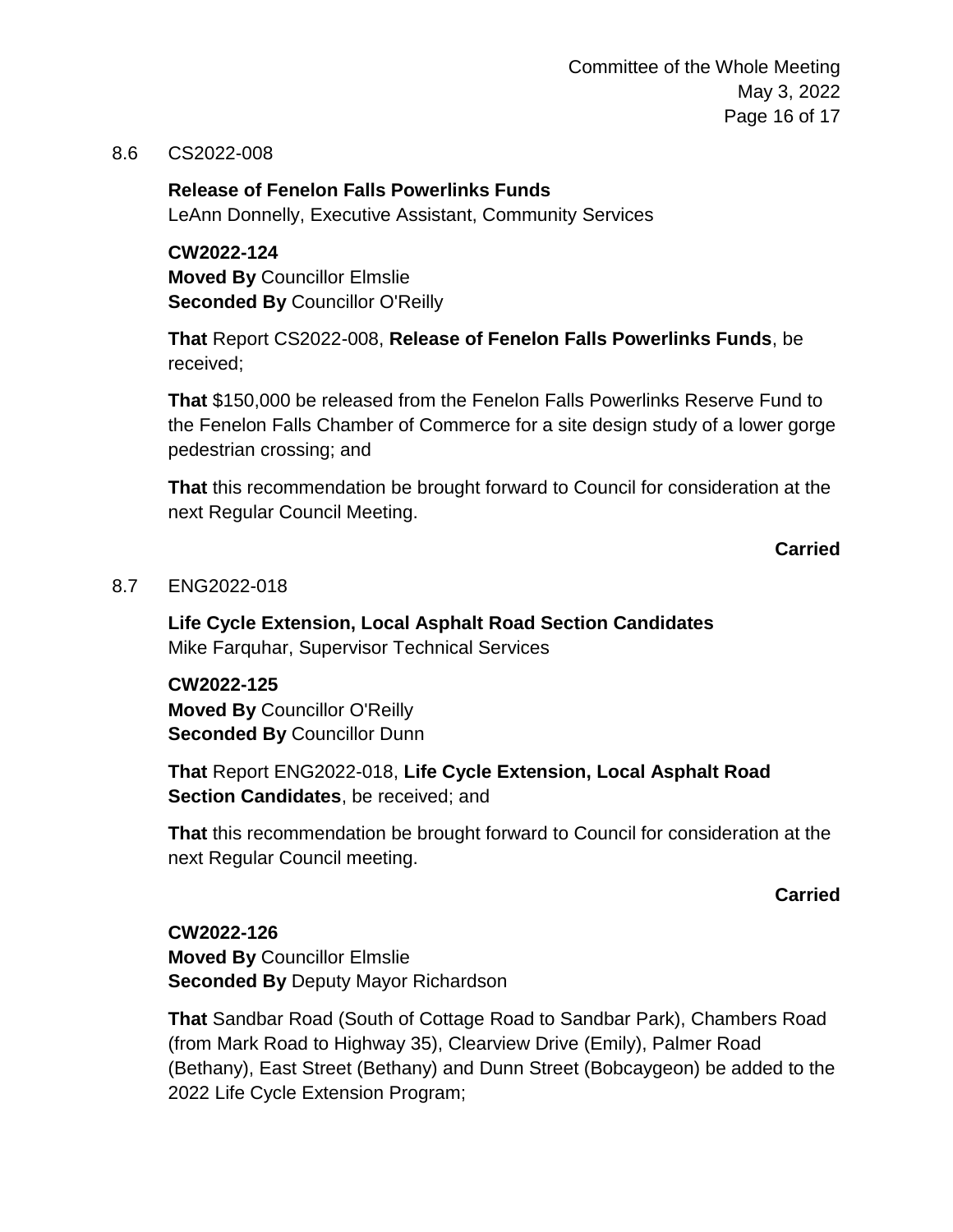8.6 CS2022-008

**Release of Fenelon Falls Powerlinks Funds**
LeAnn Donnelly, Executive Assistant, Community Services

**CW2022-124**
**Moved By** Councillor Elmslie
**Seconded By** Councillor O'Reilly

**That** Report CS2022-008, **Release of Fenelon Falls Powerlinks Funds**, be received;

**That** $150,000 be released from the Fenelon Falls Powerlinks Reserve Fund to the Fenelon Falls Chamber of Commerce for a site design study of a lower gorge pedestrian crossing; and

**That** this recommendation be brought forward to Council for consideration at the next Regular Council Meeting.

**Carried**

8.7 ENG2022-018

**Life Cycle Extension, Local Asphalt Road Section Candidates**
Mike Farquhar, Supervisor Technical Services

**CW2022-125**
**Moved By** Councillor O'Reilly
**Seconded By** Councillor Dunn

**That** Report ENG2022-018, **Life Cycle Extension, Local Asphalt Road Section Candidates**, be received; and

**That** this recommendation be brought forward to Council for consideration at the next Regular Council meeting.

**Carried**

**CW2022-126**
**Moved By** Councillor Elmslie
**Seconded By** Deputy Mayor Richardson

**That** Sandbar Road (South of Cottage Road to Sandbar Park), Chambers Road (from Mark Road to Highway 35), Clearview Drive (Emily), Palmer Road (Bethany), East Street (Bethany) and Dunn Street (Bobcaygeon) be added to the 2022 Life Cycle Extension Program;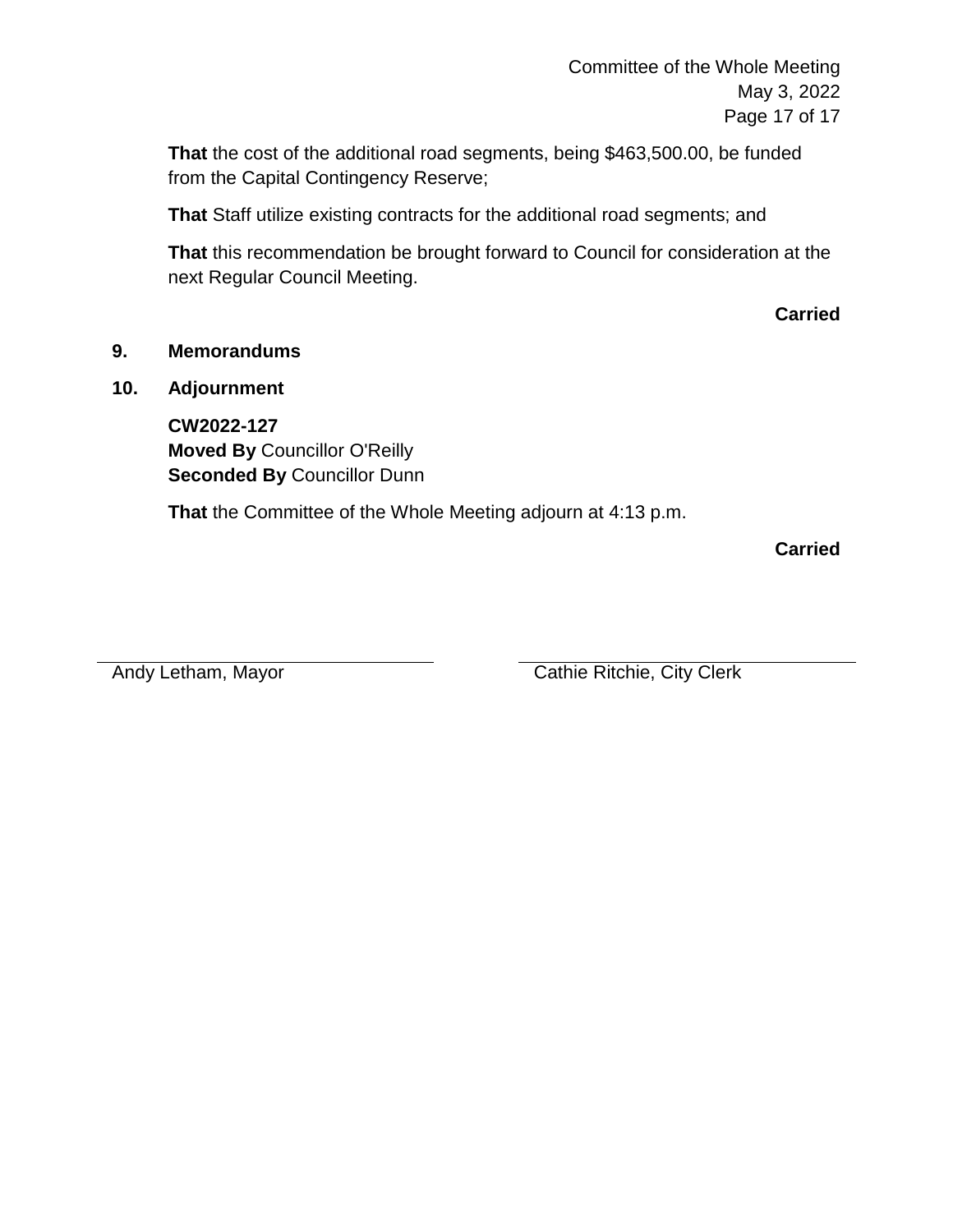**That** the cost of the additional road segments, being $463,500.00, be funded from the Capital Contingency Reserve;

**That** Staff utilize existing contracts for the additional road segments; and

**That** this recommendation be brought forward to Council for consideration at the next Regular Council Meeting.

**Carried**

## 9. Memorandums

## 10. Adjournment

**CW2022-127**
**Moved By** Councillor O'Reilly
**Seconded By** Councillor Dunn

**That** the Committee of the Whole Meeting adjourn at 4:13 p.m.

**Carried**

Andy Letham, Mayor

Cathie Ritchie, City Clerk